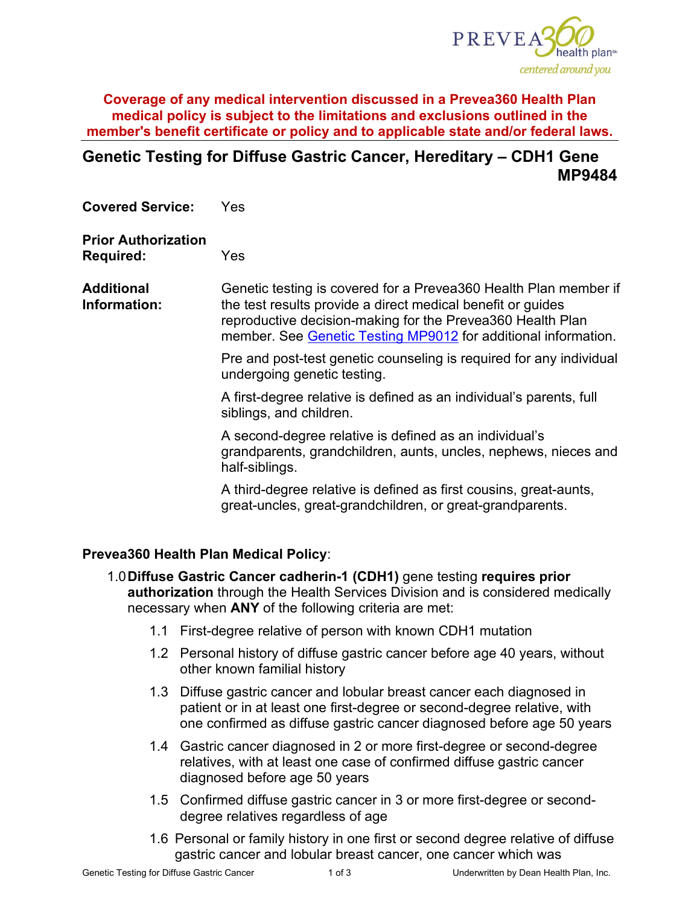**Coverage of any medical intervention discussed in a Prevea360 Health Plan medical policy is subject to the limitations and exclusions outlined in the member's benefit certificate or policy and to applicable state and/or federal laws.**

# Genetic Testing for Diffuse Gastric Cancer, Hereditary – CDH1 Gene MP9484

**Covered Service:** Yes

**Prior Authorization Required:** Yes

**Additional Information:** Genetic testing is covered for a Prevea360 Health Plan member if the test results provide a direct medical benefit or guides reproductive decision-making for the Prevea360 Health Plan member. See [Genetic Testing MP9012](Genetic Testing MP9012) for additional information.

Pre and post-test genetic counseling is required for any individual undergoing genetic testing.

A first-degree relative is defined as an individual's parents, full siblings, and children.

A second-degree relative is defined as an individual's grandparents, grandchildren, aunts, uncles, nephews, nieces and half-siblings.

A third-degree relative is defined as first cousins, great-aunts, great-uncles, great-grandchildren, or great-grandparents.

**Prevea360 Health Plan Medical Policy**:

1.0 **Diffuse Gastric Cancer cadherin-1 (CDH1)** gene testing **requires prior authorization** through the Health Services Division and is considered medically necessary when **ANY** of the following criteria are met:

- 1.1 First-degree relative of person with known CDH1 mutation
- 1.2 Personal history of diffuse gastric cancer before age 40 years, without other known familial history
- 1.3 Diffuse gastric cancer and lobular breast cancer each diagnosed in patient or in at least one first-degree or second-degree relative, with one confirmed as diffuse gastric cancer diagnosed before age 50 years
- 1.4 Gastric cancer diagnosed in 2 or more first-degree or second-degree relatives, with at least one case of confirmed diffuse gastric cancer diagnosed before age 50 years
- 1.5 Confirmed diffuse gastric cancer in 3 or more first-degree or second-degree relatives regardless of age
- 1.6 Personal or family history in one first or second degree relative of diffuse gastric cancer and lobular breast cancer, one cancer which was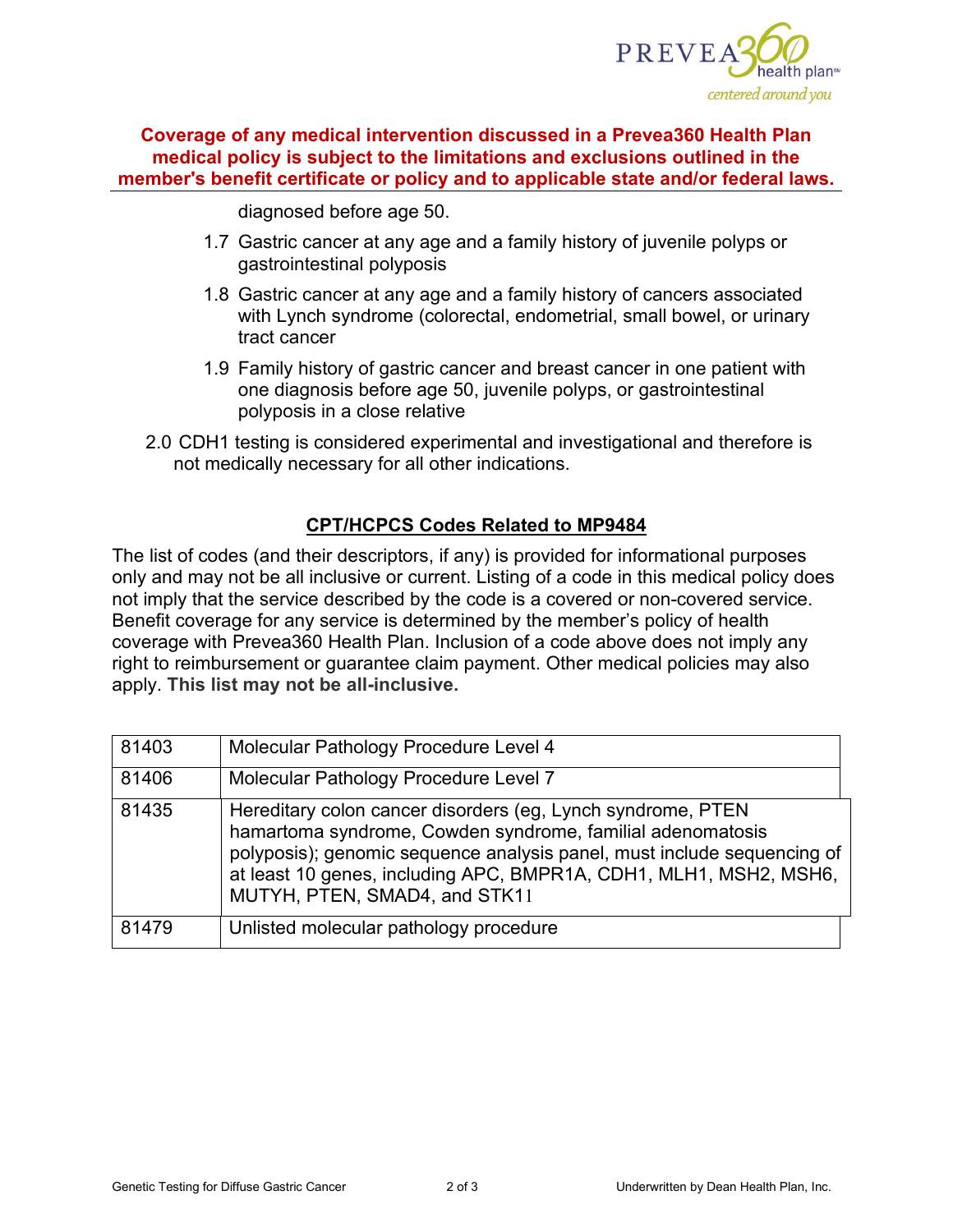**Coverage of any medical intervention discussed in a Prevea360 Health Plan medical policy is subject to the limitations and exclusions outlined in the member's benefit certificate or policy and to applicable state and/or federal laws.**

diagnosed before age 50.

1.7 Gastric cancer at any age and a family history of juvenile polyps or gastrointestinal polyposis

1.8 Gastric cancer at any age and a family history of cancers associated with Lynch syndrome (colorectal, endometrial, small bowel, or urinary tract cancer

1.9 Family history of gastric cancer and breast cancer in one patient with one diagnosis before age 50, juvenile polyps, or gastrointestinal polyposis in a close relative

2.0 CDH1 testing is considered experimental and investigational and therefore is not medically necessary for all other indications.

## CPT/HCPCS Codes Related to MP9484

The list of codes (and their descriptors, if any) is provided for informational purposes only and may not be all inclusive or current. Listing of a code in this medical policy does not imply that the service described by the code is a covered or non-covered service. Benefit coverage for any service is determined by the member's policy of health coverage with Prevea360 Health Plan. Inclusion of a code above does not imply any right to reimbursement or guarantee claim payment. Other medical policies may also apply. **This list may not be all-inclusive.**

| Code | Description |
|---|---|
| 81403 | Molecular Pathology Procedure Level 4 |
| 81406 | Molecular Pathology Procedure Level 7 |
| 81435 | Hereditary colon cancer disorders (eg, Lynch syndrome, PTEN hamartoma syndrome, Cowden syndrome, familial adenomatosis polyposis); genomic sequence analysis panel, must include sequencing of at least 10 genes, including APC, BMPR1A, CDH1, MLH1, MSH2, MSH6, MUTYH, PTEN, SMAD4, and STK11 |
| 81479 | Unlisted molecular pathology procedure |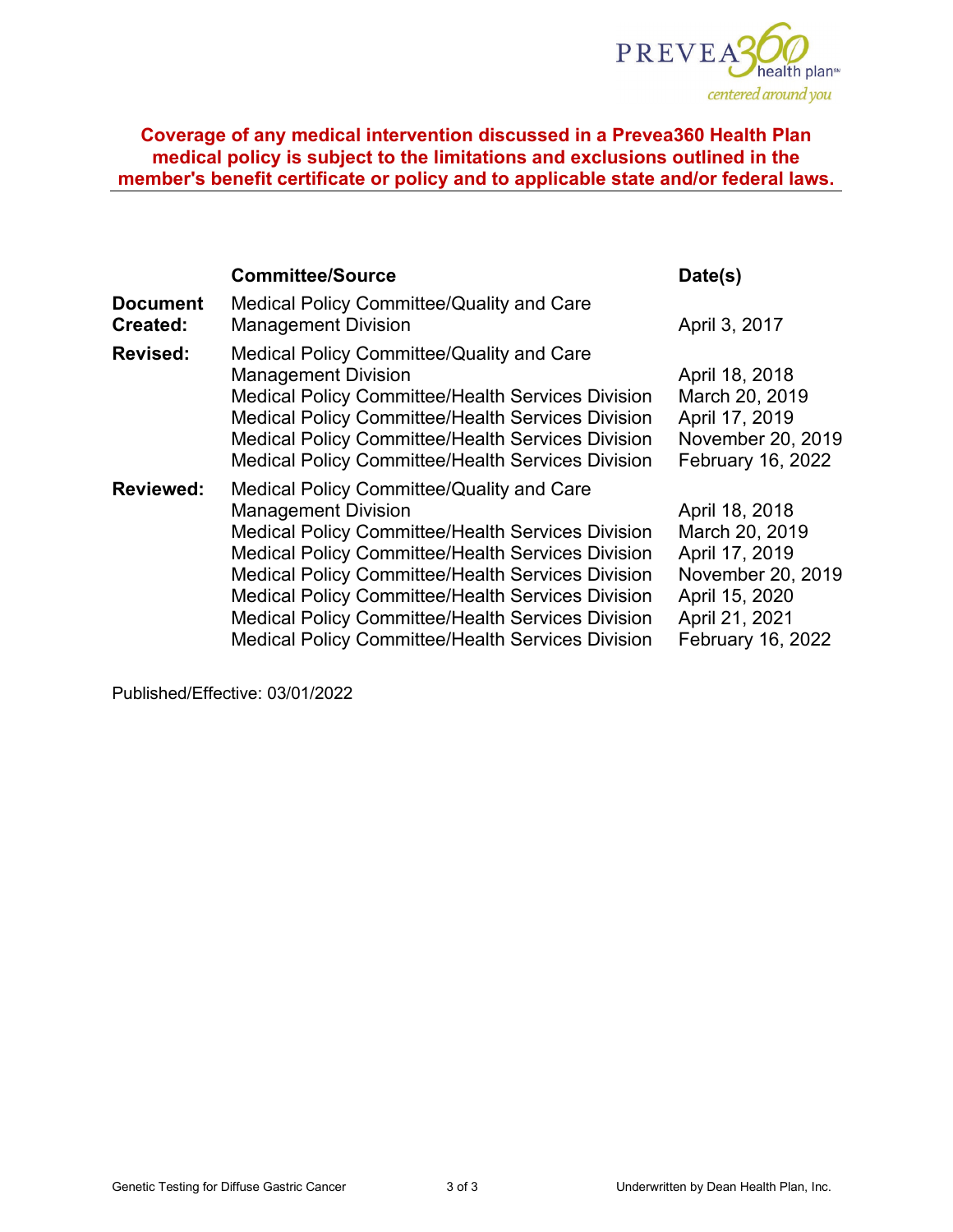**Coverage of any medical intervention discussed in a Prevea360 Health Plan medical policy is subject to the limitations and exclusions outlined in the member's benefit certificate or policy and to applicable state and/or federal laws.**

| | Committee/Source | Date(s) |
|---|---|---|
| **Document Created:** | Medical Policy Committee/Quality and Care Management Division | April 3, 2017 |
| **Revised:** | Medical Policy Committee/Quality and Care Management Division | April 18, 2018 |
| | Medical Policy Committee/Health Services Division | March 20, 2019 |
| | Medical Policy Committee/Health Services Division | April 17, 2019 |
| | Medical Policy Committee/Health Services Division | November 20, 2019 |
| | Medical Policy Committee/Health Services Division | February 16, 2022 |
| **Reviewed:** | Medical Policy Committee/Quality and Care Management Division | April 18, 2018 |
| | Medical Policy Committee/Health Services Division | March 20, 2019 |
| | Medical Policy Committee/Health Services Division | April 17, 2019 |
| | Medical Policy Committee/Health Services Division | November 20, 2019 |
| | Medical Policy Committee/Health Services Division | April 15, 2020 |
| | Medical Policy Committee/Health Services Division | April 21, 2021 |
| | Medical Policy Committee/Health Services Division | February 16, 2022 |

Published/Effective: 03/01/2022